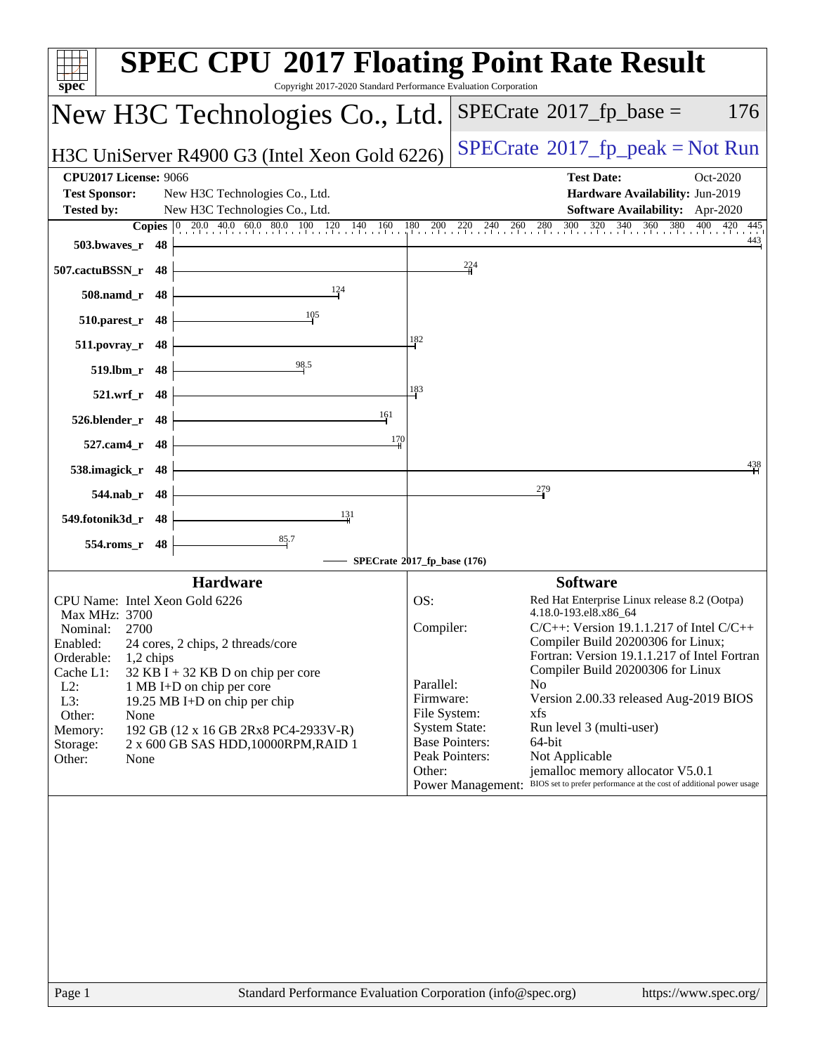# SPEC CPU 2017 Floating Point Rate Result

Copyright 2017-2020 Standard Performance Evaluation Corporation

## New H3C Technologies Co., Ltd.

H3C UniServer R4900 G3 (Intel Xeon Gold 6226)

SPECrate 2017_fp_base = 176

SPECrate 2017_fp_peak = Not Run

**CPU2017 License:** 9066
**Test Sponsor:** New H3C Technologies Co., Ltd.
**Tested by:** New H3C Technologies Co., Ltd.
**Test Date:** Oct-2020
**Hardware Availability:** Jun-2019
**Software Availability:** Apr-2020

| Benchmark | Copies | SPECrate 2017_fp_base |
|---|---|---|
| 503.bwaves_r | 48 | 443 |
| 507.cactuBSSN_r | 48 | 224 |
| 508.namd_r | 48 | 124 |
| 510.parest_r | 48 | 105 |
| 511.povray_r | 48 | 182 |
| 519.lbm_r | 48 | 98.5 |
| 521.wrf_r | 48 | 183 |
| 526.blender_r | 48 | 161 |
| 527.cam4_r | 48 | 170 |
| 538.imagick_r | 48 | 438 |
| 544.nab_r | 48 | 279 |
| 549.fotonik3d_r | 48 | 131 |
| 554.roms_r | 48 | 85.7 |

SPECrate 2017_fp_base (176)

### Hardware

| | |
|---|---|
| CPU Name: | Intel Xeon Gold 6226 |
| Max MHz: | 3700 |
| Nominal: | 2700 |
| Enabled: | 24 cores, 2 chips, 2 threads/core |
| Orderable: | 1,2 chips |
| Cache L1: | 32 KB I + 32 KB D on chip per core |
| L2: | 1 MB I+D on chip per core |
| L3: | 19.25 MB I+D on chip per chip |
| Other: | None |
| Memory: | 192 GB (12 x 16 GB 2Rx8 PC4-2933V-R) |
| Storage: | 2 x 600 GB SAS HDD,10000RPM,RAID 1 |
| Other: | None |

### Software

| | |
|---|---|
| OS: | Red Hat Enterprise Linux release 8.2 (Ootpa) 4.18.0-193.el8.x86_64 |
| Compiler: | C/C++: Version 19.1.1.217 of Intel C/C++ Compiler Build 20200306 for Linux; Fortran: Version 19.1.1.217 of Intel Fortran Compiler Build 20200306 for Linux |
| Parallel: | No |
| Firmware: | Version 2.00.33 released Aug-2019 BIOS |
| File System: | xfs |
| System State: | Run level 3 (multi-user) |
| Base Pointers: | 64-bit |
| Peak Pointers: | Not Applicable |
| Other: | jemalloc memory allocator V5.0.1 |
| Power Management: | BIOS set to prefer performance at the cost of additional power usage |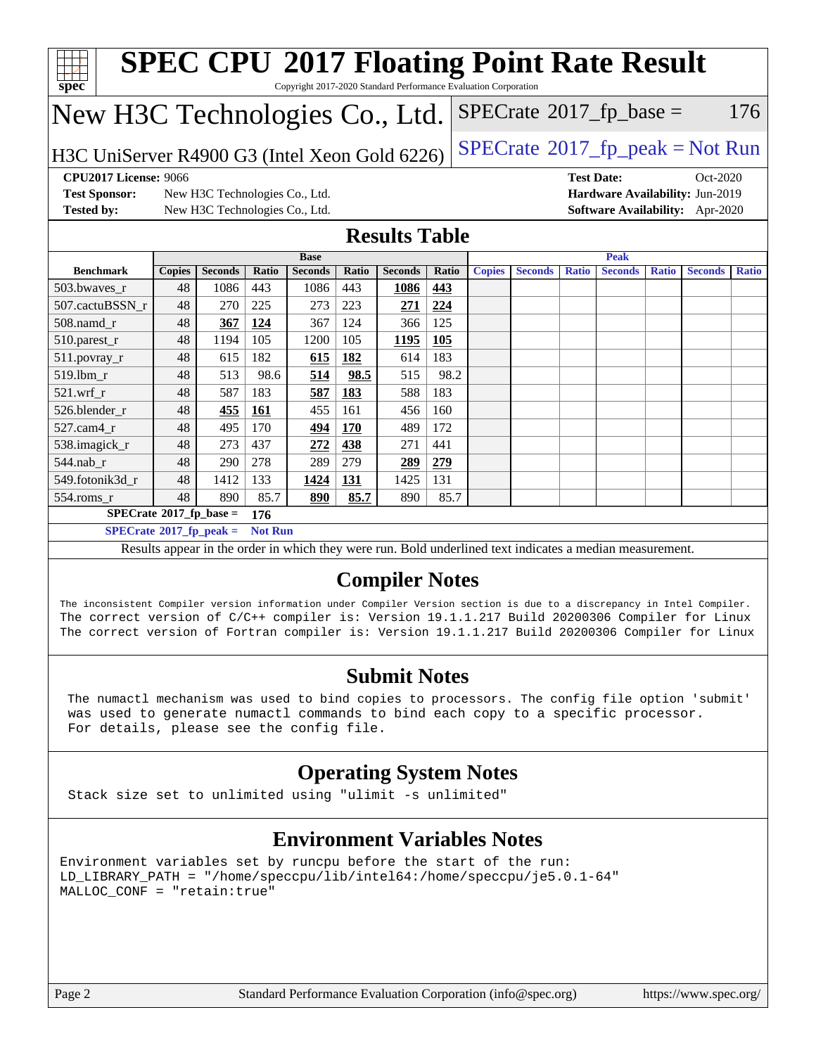# SPEC CPU 2017 Floating Point Rate Result

Copyright 2017-2020 Standard Performance Evaluation Corporation

## New H3C Technologies Co., Ltd.

H3C UniServer R4900 G3 (Intel Xeon Gold 6226)

SPECrate 2017_fp_base = 176

SPECrate 2017_fp_peak = Not Run

**CPU2017 License:** 9066
**Test Sponsor:** New H3C Technologies Co., Ltd.
**Tested by:** New H3C Technologies Co., Ltd.

**Test Date:** Oct-2020
**Hardware Availability:** Jun-2019
**Software Availability:** Apr-2020

## Results Table

| | Base | | | | | | | Peak | | | | | | |
|---|---|---|---|---|---|---|---|---|---|---|---|---|---|---|
| **Benchmark** | **Copies** | **Seconds** | **Ratio** | **Seconds** | **Ratio** | **Seconds** | **Ratio** | **Copies** | **Seconds** | **Ratio** | **Seconds** | **Ratio** | **Seconds** | **Ratio** |
| 503.bwaves_r | 48 | 1086 | 443 | 1086 | 443 | **1086** | **443** | | | | | | | |
| 507.cactuBSSN_r | 48 | 270 | 225 | 273 | 223 | **271** | **224** | | | | | | | |
| 508.namd_r | 48 | **367** | **124** | 367 | 124 | 366 | 125 | | | | | | | |
| 510.parest_r | 48 | 1194 | 105 | 1200 | 105 | **1195** | **105** | | | | | | | |
| 511.povray_r | 48 | 615 | 182 | **615** | **182** | 614 | 183 | | | | | | | |
| 519.lbm_r | 48 | 513 | 98.6 | **514** | **98.5** | 515 | 98.2 | | | | | | | |
| 521.wrf_r | 48 | 587 | 183 | **587** | **183** | 588 | 183 | | | | | | | |
| 526.blender_r | 48 | **455** | **161** | 455 | 161 | 456 | 160 | | | | | | | |
| 527.cam4_r | 48 | 495 | 170 | **494** | **170** | 489 | 172 | | | | | | | |
| 538.imagick_r | 48 | 273 | 437 | **272** | **438** | 271 | 441 | | | | | | | |
| 544.nab_r | 48 | 290 | 278 | 289 | 279 | **289** | **279** | | | | | | | |
| 549.fotonik3d_r | 48 | 1412 | 133 | **1424** | **131** | 1425 | 131 | | | | | | | |
| 554.roms_r | 48 | 890 | 85.7 | **890** | **85.7** | 890 | 85.7 | | | | | | | |

**SPECrate 2017_fp_base = 176**

**SPECrate 2017_fp_peak = Not Run**

Results appear in the order in which they were run. Bold underlined text indicates a median measurement.

## Compiler Notes

```
The inconsistent Compiler version information under Compiler Version section is due to a discrepancy in Intel Compiler.
The correct version of C/C++ compiler is: Version 19.1.1.217 Build 20200306 Compiler for Linux
The correct version of Fortran compiler is: Version 19.1.1.217 Build 20200306 Compiler for Linux
```

## Submit Notes

```
The numactl mechanism was used to bind copies to processors. The config file option 'submit'
was used to generate numactl commands to bind each copy to a specific processor.
For details, please see the config file.
```

## Operating System Notes

```
Stack size set to unlimited using "ulimit -s unlimited"
```

## Environment Variables Notes

```
Environment variables set by runcpu before the start of the run:
LD_LIBRARY_PATH = "/home/speccpu/lib/intel64:/home/speccpu/je5.0.1-64"
MALLOC_CONF = "retain:true"
```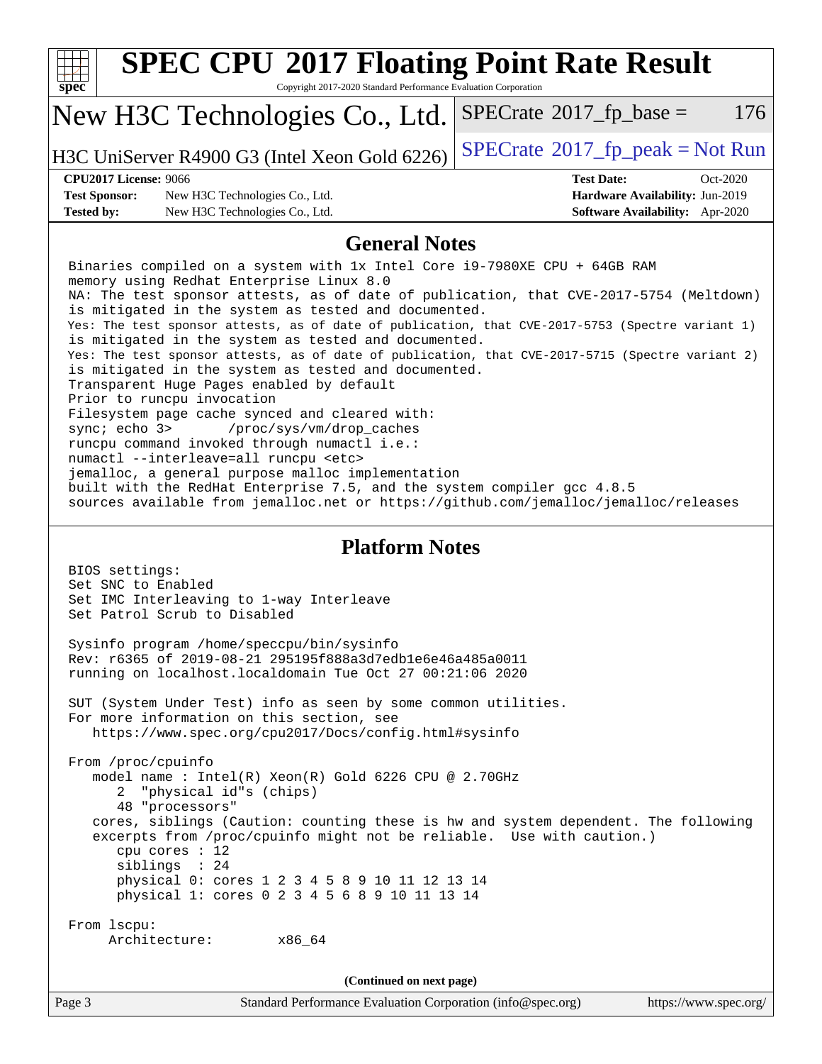# SPEC CPU 2017 Floating Point Rate Result

Copyright 2017-2020 Standard Performance Evaluation Corporation

## New H3C Technologies Co., Ltd.

H3C UniServer R4900 G3 (Intel Xeon Gold 6226)

SPECrate 2017_fp_base = 176

SPECrate 2017_fp_peak = Not Run

**CPU2017 License:** 9066
**Test Sponsor:** New H3C Technologies Co., Ltd.
**Tested by:** New H3C Technologies Co., Ltd.
**Test Date:** Oct-2020
**Hardware Availability:** Jun-2019
**Software Availability:** Apr-2020

## General Notes

```
Binaries compiled on a system with 1x Intel Core i9-7980XE CPU + 64GB RAM
memory using Redhat Enterprise Linux 8.0
NA: The test sponsor attests, as of date of publication, that CVE-2017-5754 (Meltdown)
is mitigated in the system as tested and documented.
Yes: The test sponsor attests, as of date of publication, that CVE-2017-5753 (Spectre variant 1)
is mitigated in the system as tested and documented.
Yes: The test sponsor attests, as of date of publication, that CVE-2017-5715 (Spectre variant 2)
is mitigated in the system as tested and documented.
Transparent Huge Pages enabled by default
Prior to runcpu invocation
Filesystem page cache synced and cleared with:
sync; echo 3>       /proc/sys/vm/drop_caches
runcpu command invoked through numactl i.e.:
numactl --interleave=all runcpu <etc>
jemalloc, a general purpose malloc implementation
built with the RedHat Enterprise 7.5, and the system compiler gcc 4.8.5
sources available from jemalloc.net or https://github.com/jemalloc/jemalloc/releases
```

## Platform Notes

```
BIOS settings:
Set SNC to Enabled
Set IMC Interleaving to 1-way Interleave
Set Patrol Scrub to Disabled

Sysinfo program /home/speccpu/bin/sysinfo
Rev: r6365 of 2019-08-21 295195f888a3d7edb1e6e46a485a0011
running on localhost.localdomain Tue Oct 27 00:21:06 2020

SUT (System Under Test) info as seen by some common utilities.
For more information on this section, see
   https://www.spec.org/cpu2017/Docs/config.html#sysinfo

From /proc/cpuinfo
   model name : Intel(R) Xeon(R) Gold 6226 CPU @ 2.70GHz
      2  "physical id"s (chips)
      48 "processors"
   cores, siblings (Caution: counting these is hw and system dependent. The following
   excerpts from /proc/cpuinfo might not be reliable.  Use with caution.)
      cpu cores : 12
      siblings  : 24
      physical 0: cores 1 2 3 4 5 8 9 10 11 12 13 14
      physical 1: cores 0 2 3 4 5 6 8 9 10 11 13 14

From lscpu:
     Architecture:        x86_64
```

(Continued on next page)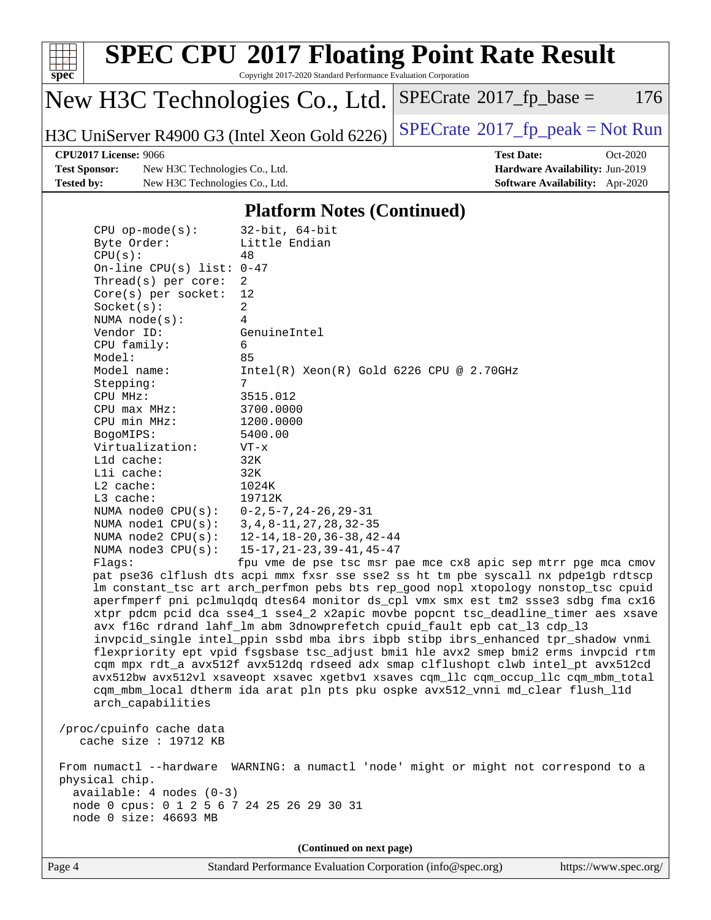## Platform Notes (Continued)

```
CPU op-mode(s):        32-bit, 64-bit
Byte Order:            Little Endian
CPU(s):                48
On-line CPU(s) list: 0-47
Thread(s) per core:  2
Core(s) per socket:  12
Socket(s):             2
NUMA node(s):          4
Vendor ID:             GenuineIntel
CPU family:            6
Model:                 85
Model name:            Intel(R) Xeon(R) Gold 6226 CPU @ 2.70GHz
Stepping:              7
CPU MHz:               3515.012
CPU max MHz:           3700.0000
CPU min MHz:           1200.0000
BogoMIPS:              5400.00
Virtualization:        VT-x
L1d cache:             32K
L1i cache:             32K
L2 cache:              1024K
L3 cache:              19712K
NUMA node0 CPU(s):   0-2,5-7,24-26,29-31
NUMA node1 CPU(s):   3,4,8-11,27,28,32-35
NUMA node2 CPU(s):   12-14,18-20,36-38,42-44
NUMA node3 CPU(s):   15-17,21-23,39-41,45-47
Flags:                 fpu vme de pse tsc msr pae mce cx8 apic sep mtrr pge mca cmov
pat pse36 clflush dts acpi mmx fxsr sse sse2 ss ht tm pbe syscall nx pdpe1gb rdtscp
lm constant_tsc art arch_perfmon pebs bts rep_good nopl xtopology nonstop_tsc cpuid
aperfmperf pni pclmulqdq dtes64 monitor ds_cpl vmx smx est tm2 ssse3 sdbg fma cx16
xtpr pdcm pcid dca sse4_1 sse4_2 x2apic movbe popcnt tsc_deadline_timer aes xsave
avx f16c rdrand lahf_lm abm 3dnowprefetch cpuid_fault epb cat_l3 cdp_l3
invpcid_single intel_ppin ssbd mba ibrs ibpb stibp ibrs_enhanced tpr_shadow vnmi
flexpriority ept vpid fsgsbase tsc_adjust bmi1 hle avx2 smep bmi2 erms invpcid rtm
cqm mpx rdt_a avx512f avx512dq rdseed adx smap clflushopt clwb intel_pt avx512cd
avx512bw avx512vl xsaveopt xsavec xgetbv1 xsaves cqm_llc cqm_occup_llc cqm_mbm_total
cqm_mbm_local dtherm ida arat pln pts pku ospke avx512_vnni md_clear flush_l1d
arch_capabilities

/proc/cpuinfo cache data
   cache size : 19712 KB

From numactl --hardware  WARNING: a numactl 'node' might or might not correspond to a
physical chip.
  available: 4 nodes (0-3)
  node 0 cpus: 0 1 2 5 6 7 24 25 26 29 30 31
  node 0 size: 46693 MB
```

**(Continued on next page)**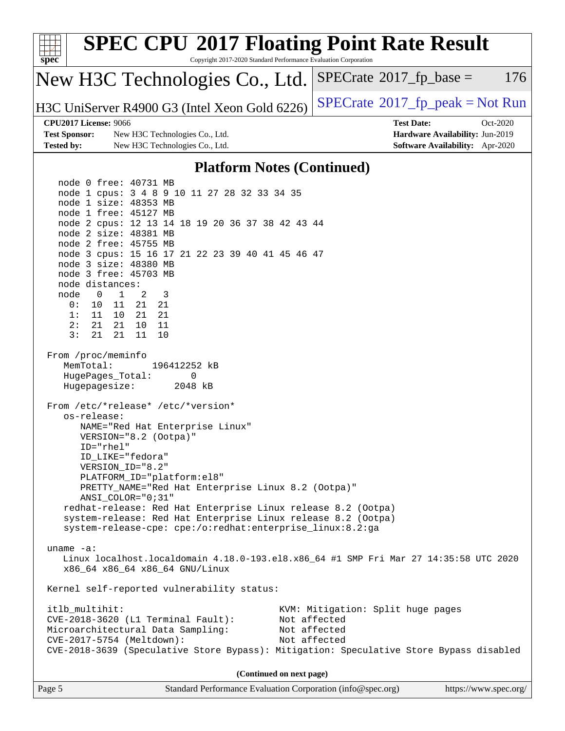# SPEC CPU 2017 Floating Point Rate Result

Copyright 2017-2020 Standard Performance Evaluation Corporation

## New H3C Technologies Co., Ltd.

H3C UniServer R4900 G3 (Intel Xeon Gold 6226)

SPECrate 2017_fp_base = 176

SPECrate 2017_fp_peak = Not Run

**CPU2017 License:** 9066
**Test Sponsor:** New H3C Technologies Co., Ltd.
**Tested by:** New H3C Technologies Co., Ltd.
**Test Date:** Oct-2020
**Hardware Availability:** Jun-2019
**Software Availability:** Apr-2020

## Platform Notes (Continued)

```
    node 0 free: 40731 MB
    node 1 cpus: 3 4 8 9 10 11 27 28 32 33 34 35
    node 1 size: 48353 MB
    node 1 free: 45127 MB
    node 2 cpus: 12 13 14 18 19 20 36 37 38 42 43 44
    node 2 size: 48381 MB
    node 2 free: 45755 MB
    node 3 cpus: 15 16 17 21 22 23 39 40 41 45 46 47
    node 3 size: 48380 MB
    node 3 free: 45703 MB
    node distances:
    node   0   1   2   3
      0:  10  11  21  21
      1:  11  10  21  21
      2:  21  21  10  11
      3:  21  21  11  10

 From /proc/meminfo
    MemTotal:       196412252 kB
    HugePages_Total:       0
    Hugepagesize:       2048 kB

 From /etc/*release* /etc/*version*
    os-release:
       NAME="Red Hat Enterprise Linux"
       VERSION="8.2 (Ootpa)"
       ID="rhel"
       ID_LIKE="fedora"
       VERSION_ID="8.2"
       PLATFORM_ID="platform:el8"
       PRETTY_NAME="Red Hat Enterprise Linux 8.2 (Ootpa)"
       ANSI_COLOR="0;31"
    redhat-release: Red Hat Enterprise Linux release 8.2 (Ootpa)
    system-release: Red Hat Enterprise Linux release 8.2 (Ootpa)
    system-release-cpe: cpe:/o:redhat:enterprise_linux:8.2:ga

 uname -a:
    Linux localhost.localdomain 4.18.0-193.el8.x86_64 #1 SMP Fri Mar 27 14:35:58 UTC 2020
    x86_64 x86_64 x86_64 GNU/Linux

 Kernel self-reported vulnerability status:

 itlb_multihit:                                   KVM: Mitigation: Split huge pages
 CVE-2018-3620 (L1 Terminal Fault):               Not affected
 Microarchitectural Data Sampling:                Not affected
 CVE-2017-5754 (Meltdown):                        Not affected
 CVE-2018-3639 (Speculative Store Bypass): Mitigation: Speculative Store Bypass disabled
```

**(Continued on next page)**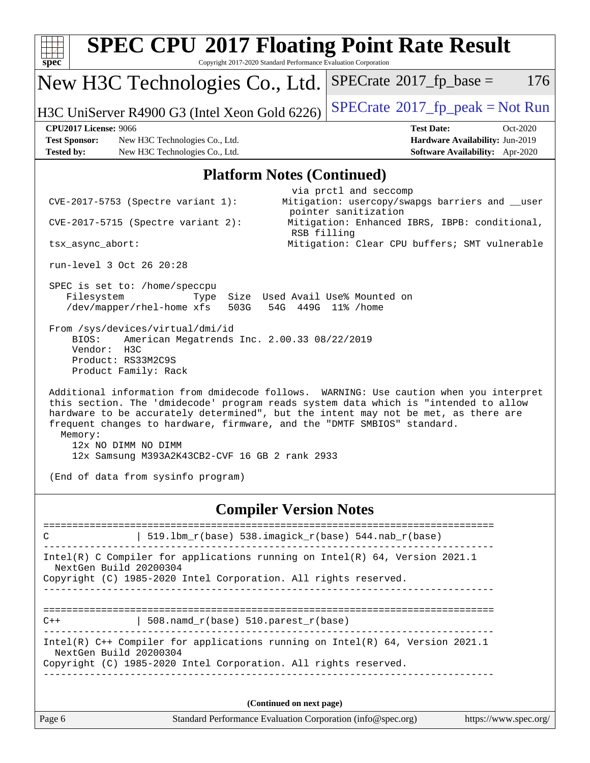# SPEC CPU 2017 Floating Point Rate Result

Copyright 2017-2020 Standard Performance Evaluation Corporation

## New H3C Technologies Co., Ltd.

H3C UniServer R4900 G3 (Intel Xeon Gold 6226)

SPECrate 2017_fp_base = 176

SPECrate 2017_fp_peak = Not Run

**CPU2017 License:** 9066
**Test Sponsor:** New H3C Technologies Co., Ltd.
**Tested by:** New H3C Technologies Co., Ltd.
**Test Date:** Oct-2020
**Hardware Availability:** Jun-2019
**Software Availability:** Apr-2020

## Platform Notes (Continued)

```
                                         via prctl and seccomp
CVE-2017-5753 (Spectre variant 1):       Mitigation: usercopy/swapgs barriers and __user
                                         pointer sanitization
CVE-2017-5715 (Spectre variant 2):       Mitigation: Enhanced IBRS, IBPB: conditional,
                                         RSB filling
tsx_async_abort:                         Mitigation: Clear CPU buffers; SMT vulnerable

run-level 3 Oct 26 20:28

SPEC is set to: /home/speccpu
   Filesystem             Type  Size  Used Avail Use% Mounted on
   /dev/mapper/rhel-home xfs   503G   54G  449G  11% /home

From /sys/devices/virtual/dmi/id
    BIOS:    American Megatrends Inc. 2.00.33 08/22/2019
    Vendor:  H3C
    Product: RS33M2C9S
    Product Family: Rack

Additional information from dmidecode follows.  WARNING: Use caution when you interpret
this section. The 'dmidecode' program reads system data which is "intended to allow
hardware to be accurately determined", but the intent may not be met, as there are
frequent changes to hardware, firmware, and the "DMTF SMBIOS" standard.
  Memory:
    12x NO DIMM NO DIMM
    12x Samsung M393A2K43CB2-CVF 16 GB 2 rank 2933

(End of data from sysinfo program)
```

## Compiler Version Notes

```
==============================================================================
C               | 519.lbm_r(base) 538.imagick_r(base) 544.nab_r(base)
------------------------------------------------------------------------------
Intel(R) C Compiler for applications running on Intel(R) 64, Version 2021.1
  NextGen Build 20200304
Copyright (C) 1985-2020 Intel Corporation. All rights reserved.
------------------------------------------------------------------------------

==============================================================================
C++             | 508.namd_r(base) 510.parest_r(base)
------------------------------------------------------------------------------
Intel(R) C++ Compiler for applications running on Intel(R) 64, Version 2021.1
  NextGen Build 20200304
Copyright (C) 1985-2020 Intel Corporation. All rights reserved.
------------------------------------------------------------------------------
```

(Continued on next page)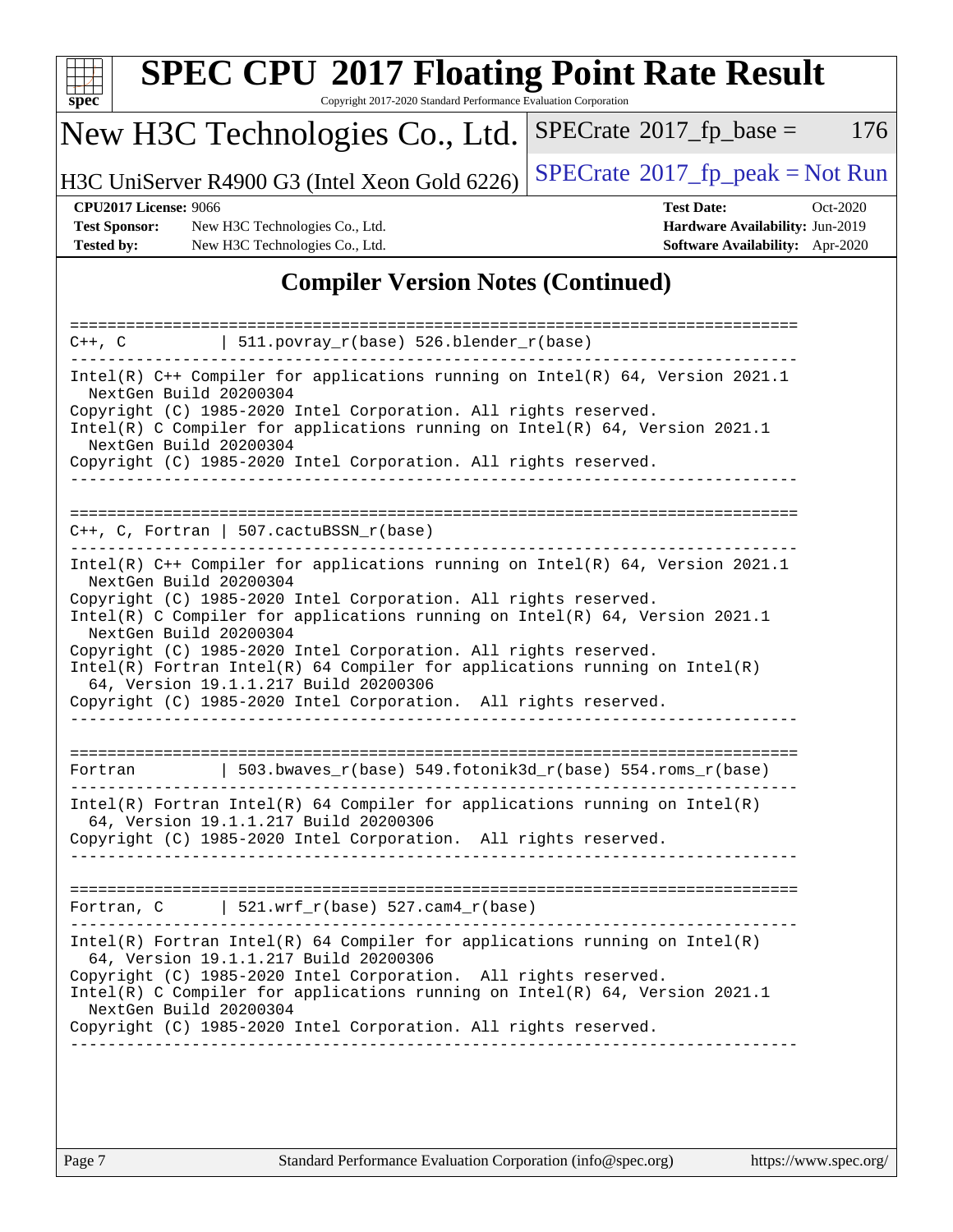## Compiler Version Notes (Continued)

```
==============================================================================
C++, C           | 511.povray_r(base) 526.blender_r(base)
------------------------------------------------------------------------------
Intel(R) C++ Compiler for applications running on Intel(R) 64, Version 2021.1
  NextGen Build 20200304
Copyright (C) 1985-2020 Intel Corporation. All rights reserved.
Intel(R) C Compiler for applications running on Intel(R) 64, Version 2021.1
  NextGen Build 20200304
Copyright (C) 1985-2020 Intel Corporation. All rights reserved.
------------------------------------------------------------------------------

==============================================================================
C++, C, Fortran | 507.cactuBSSN_r(base)
------------------------------------------------------------------------------
Intel(R) C++ Compiler for applications running on Intel(R) 64, Version 2021.1
  NextGen Build 20200304
Copyright (C) 1985-2020 Intel Corporation. All rights reserved.
Intel(R) C Compiler for applications running on Intel(R) 64, Version 2021.1
  NextGen Build 20200304
Copyright (C) 1985-2020 Intel Corporation. All rights reserved.
Intel(R) Fortran Intel(R) 64 Compiler for applications running on Intel(R)
  64, Version 19.1.1.217 Build 20200306
Copyright (C) 1985-2020 Intel Corporation.  All rights reserved.
------------------------------------------------------------------------------

==============================================================================
Fortran          | 503.bwaves_r(base) 549.fotonik3d_r(base) 554.roms_r(base)
------------------------------------------------------------------------------
Intel(R) Fortran Intel(R) 64 Compiler for applications running on Intel(R)
  64, Version 19.1.1.217 Build 20200306
Copyright (C) 1985-2020 Intel Corporation.  All rights reserved.
------------------------------------------------------------------------------

==============================================================================
Fortran, C       | 521.wrf_r(base) 527.cam4_r(base)
------------------------------------------------------------------------------
Intel(R) Fortran Intel(R) 64 Compiler for applications running on Intel(R)
  64, Version 19.1.1.217 Build 20200306
Copyright (C) 1985-2020 Intel Corporation.  All rights reserved.
Intel(R) C Compiler for applications running on Intel(R) 64, Version 2021.1
  NextGen Build 20200304
Copyright (C) 1985-2020 Intel Corporation. All rights reserved.
------------------------------------------------------------------------------
```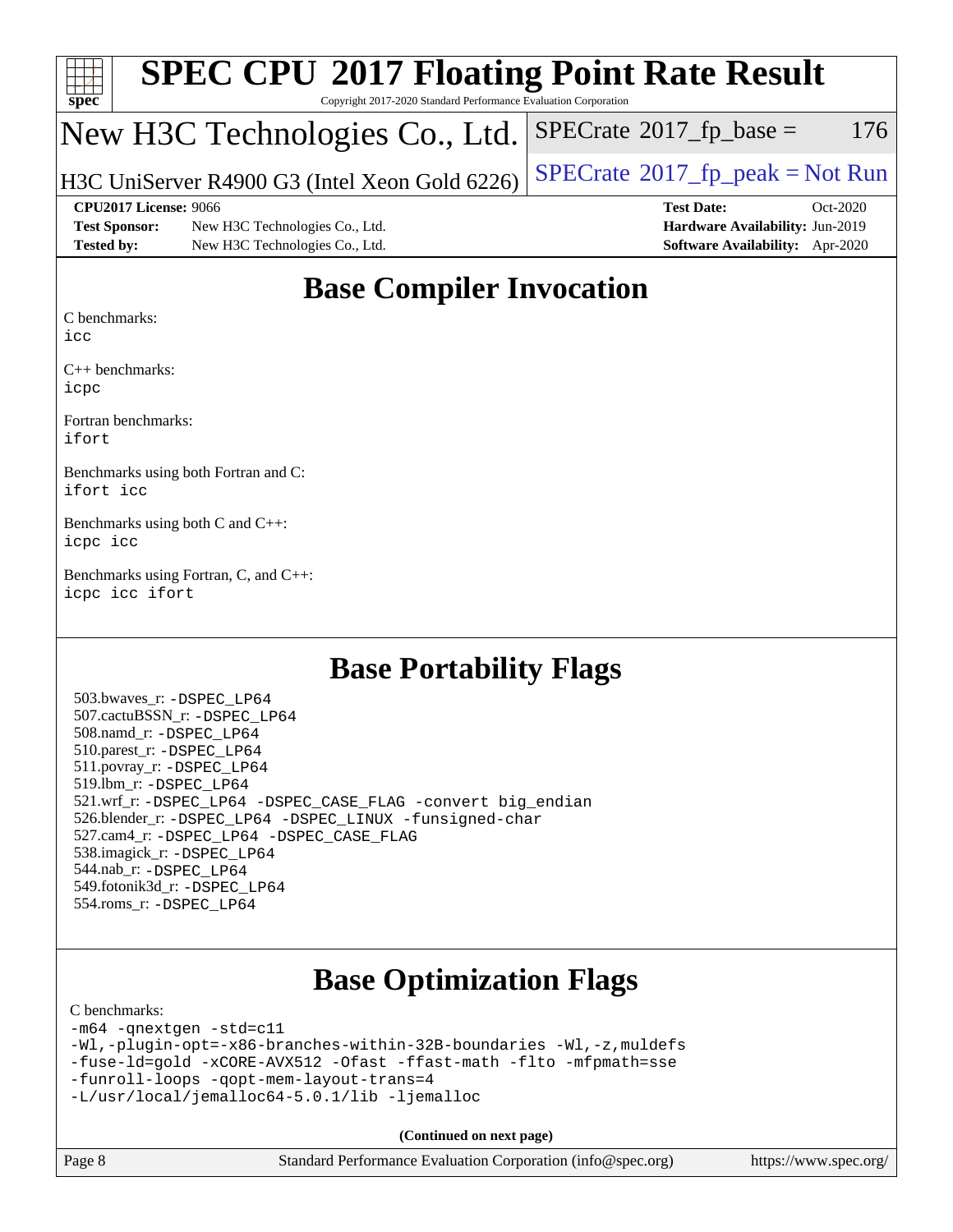# SPEC CPU 2017 Floating Point Rate Result

Copyright 2017-2020 Standard Performance Evaluation Corporation

## New H3C Technologies Co., Ltd.

H3C UniServer R4900 G3 (Intel Xeon Gold 6226)

SPECrate 2017_fp_base = 176

SPECrate 2017_fp_peak = Not Run

**CPU2017 License:** 9066
**Test Sponsor:** New H3C Technologies Co., Ltd.
**Tested by:** New H3C Technologies Co., Ltd.

**Test Date:** Oct-2020
**Hardware Availability:** Jun-2019
**Software Availability:** Apr-2020

## Base Compiler Invocation

C benchmarks:
```
icc
```

C++ benchmarks:
```
icpc
```

Fortran benchmarks:
```
ifort
```

Benchmarks using both Fortran and C:
```
ifort icc
```

Benchmarks using both C and C++:
```
icpc icc
```

Benchmarks using Fortran, C, and C++:
```
icpc icc ifort
```

## Base Portability Flags

503.bwaves_r: `-DSPEC_LP64`
507.cactuBSSN_r: `-DSPEC_LP64`
508.namd_r: `-DSPEC_LP64`
510.parest_r: `-DSPEC_LP64`
511.povray_r: `-DSPEC_LP64`
519.lbm_r: `-DSPEC_LP64`
521.wrf_r: `-DSPEC_LP64 -DSPEC_CASE_FLAG -convert big_endian`
526.blender_r: `-DSPEC_LP64 -DSPEC_LINUX -funsigned-char`
527.cam4_r: `-DSPEC_LP64 -DSPEC_CASE_FLAG`
538.imagick_r: `-DSPEC_LP64`
544.nab_r: `-DSPEC_LP64`
549.fotonik3d_r: `-DSPEC_LP64`
554.roms_r: `-DSPEC_LP64`

## Base Optimization Flags

C benchmarks:
```
-m64 -qnextgen -std=c11
-Wl,-plugin-opt=-x86-branches-within-32B-boundaries -Wl,-z,muldefs
-fuse-ld=gold -xCORE-AVX512 -Ofast -ffast-math -flto -mfpmath=sse
-funroll-loops -qopt-mem-layout-trans=4
-L/usr/local/jemalloc64-5.0.1/lib -ljemalloc
```

**(Continued on next page)**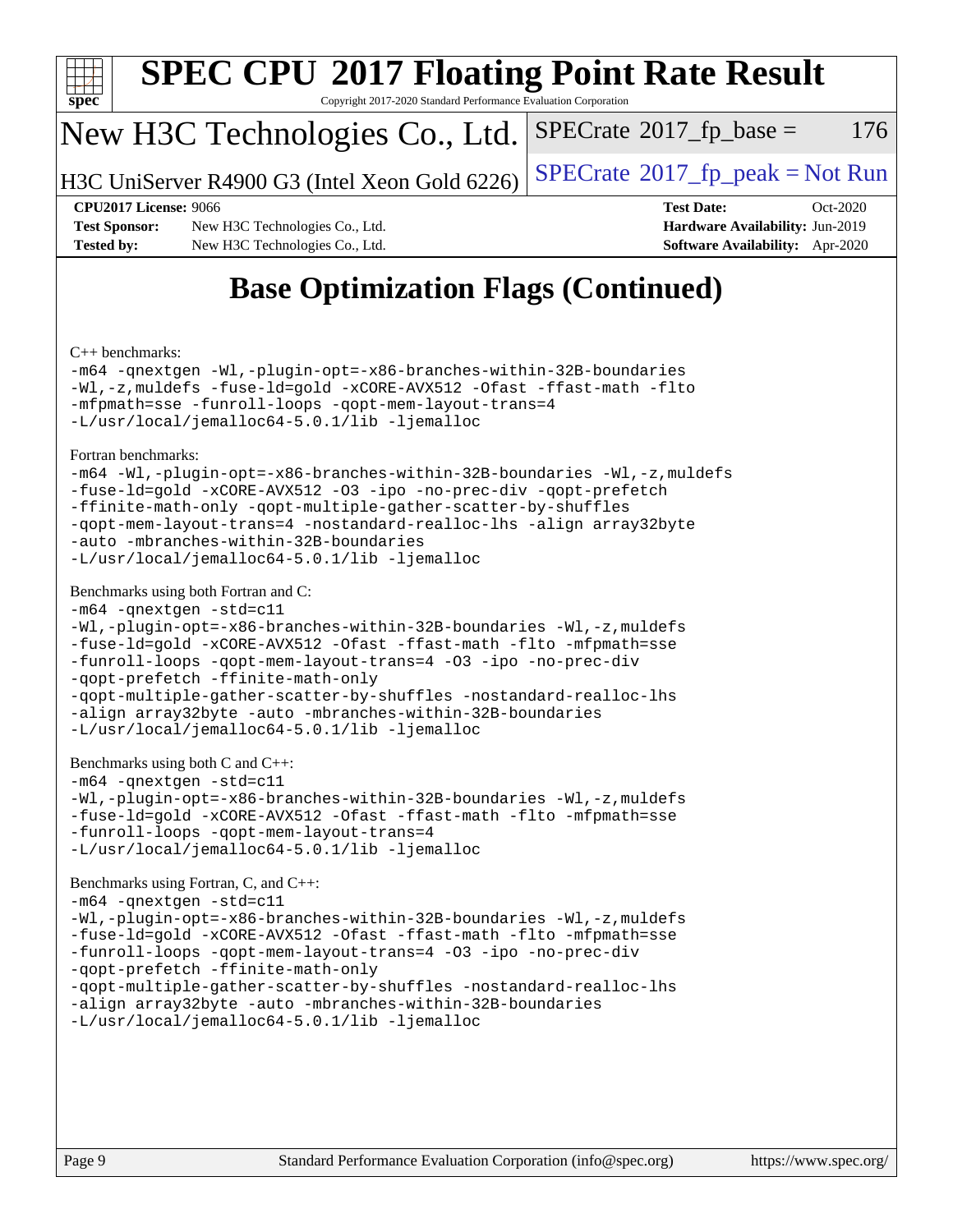# Base Optimization Flags (Continued)

C++ benchmarks:

```
-m64 -qnextgen -Wl,-plugin-opt=-x86-branches-within-32B-boundaries
-Wl,-z,muldefs -fuse-ld=gold -xCORE-AVX512 -Ofast -ffast-math -flto
-mfpmath=sse -funroll-loops -qopt-mem-layout-trans=4
-L/usr/local/jemalloc64-5.0.1/lib -ljemalloc
```

Fortran benchmarks:

```
-m64 -Wl,-plugin-opt=-x86-branches-within-32B-boundaries -Wl,-z,muldefs
-fuse-ld=gold -xCORE-AVX512 -O3 -ipo -no-prec-div -qopt-prefetch
-ffinite-math-only -qopt-multiple-gather-scatter-by-shuffles
-qopt-mem-layout-trans=4 -nostandard-realloc-lhs -align array32byte
-auto -mbranches-within-32B-boundaries
-L/usr/local/jemalloc64-5.0.1/lib -ljemalloc
```

Benchmarks using both Fortran and C:

```
-m64 -qnextgen -std=c11
-Wl,-plugin-opt=-x86-branches-within-32B-boundaries -Wl,-z,muldefs
-fuse-ld=gold -xCORE-AVX512 -Ofast -ffast-math -flto -mfpmath=sse
-funroll-loops -qopt-mem-layout-trans=4 -O3 -ipo -no-prec-div
-qopt-prefetch -ffinite-math-only
-qopt-multiple-gather-scatter-by-shuffles -nostandard-realloc-lhs
-align array32byte -auto -mbranches-within-32B-boundaries
-L/usr/local/jemalloc64-5.0.1/lib -ljemalloc
```

Benchmarks using both C and C++:

```
-m64 -qnextgen -std=c11
-Wl,-plugin-opt=-x86-branches-within-32B-boundaries -Wl,-z,muldefs
-fuse-ld=gold -xCORE-AVX512 -Ofast -ffast-math -flto -mfpmath=sse
-funroll-loops -qopt-mem-layout-trans=4
-L/usr/local/jemalloc64-5.0.1/lib -ljemalloc
```

Benchmarks using Fortran, C, and C++:

```
-m64 -qnextgen -std=c11
-Wl,-plugin-opt=-x86-branches-within-32B-boundaries -Wl,-z,muldefs
-fuse-ld=gold -xCORE-AVX512 -Ofast -ffast-math -flto -mfpmath=sse
-funroll-loops -qopt-mem-layout-trans=4 -O3 -ipo -no-prec-div
-qopt-prefetch -ffinite-math-only
-qopt-multiple-gather-scatter-by-shuffles -nostandard-realloc-lhs
-align array32byte -auto -mbranches-within-32B-boundaries
-L/usr/local/jemalloc64-5.0.1/lib -ljemalloc
```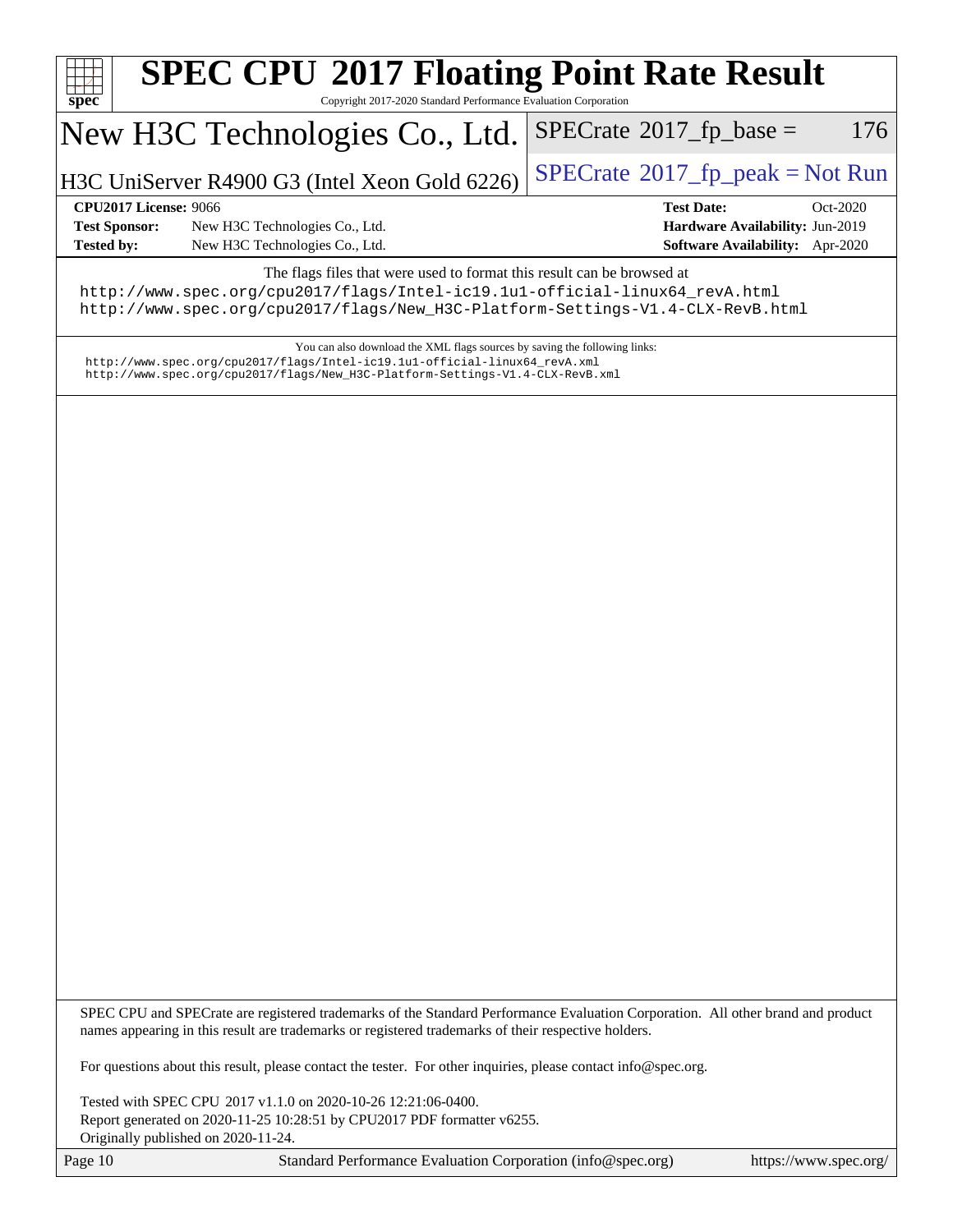The flags files that were used to format this result can be browsed at

http://www.spec.org/cpu2017/flags/Intel-ic19.1u1-official-linux64_revA.html
http://www.spec.org/cpu2017/flags/New_H3C-Platform-Settings-V1.4-CLX-RevB.html

You can also download the XML flags sources by saving the following links:

http://www.spec.org/cpu2017/flags/Intel-ic19.1u1-official-linux64_revA.xml
http://www.spec.org/cpu2017/flags/New_H3C-Platform-Settings-V1.4-CLX-RevB.xml

SPEC CPU and SPECrate are registered trademarks of the Standard Performance Evaluation Corporation. All other brand and product names appearing in this result are trademarks or registered trademarks of their respective holders.

For questions about this result, please contact the tester. For other inquiries, please contact info@spec.org.

Tested with SPEC CPU 2017 v1.1.0 on 2020-10-26 12:21:06-0400.
Report generated on 2020-11-25 10:28:51 by CPU2017 PDF formatter v6255.
Originally published on 2020-11-24.